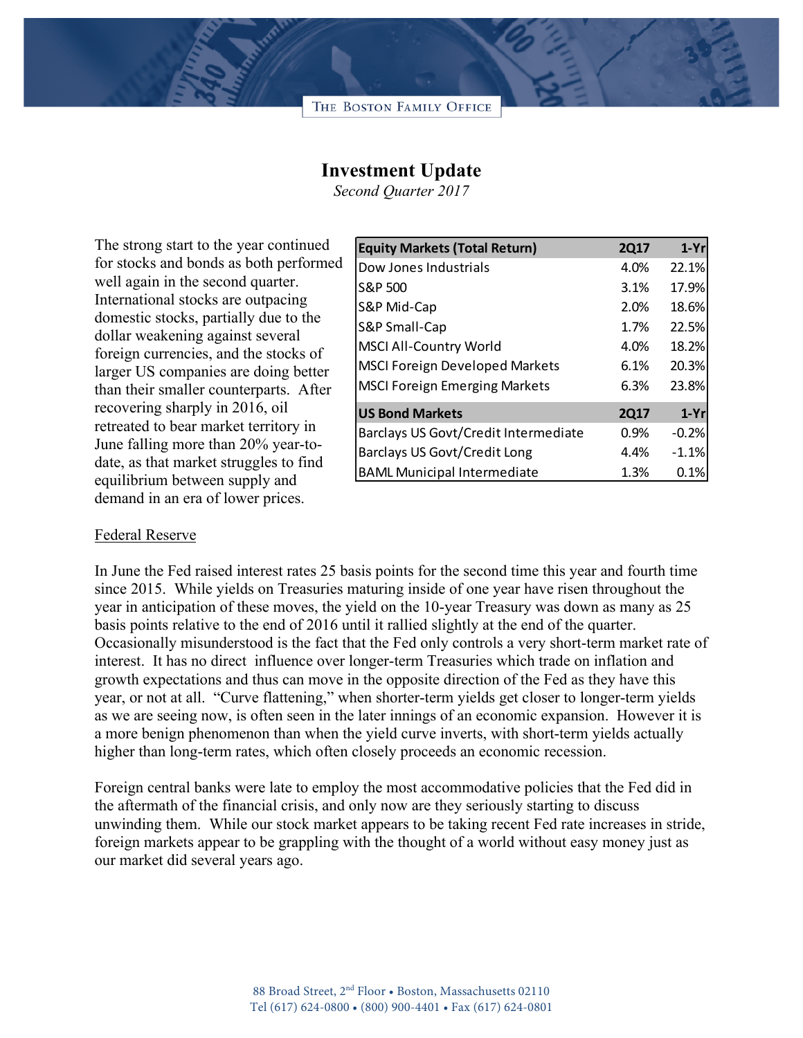THE BOSTON FAMILY OFFICE

# Investment Update

*Second Quarter 2017*

The strong start to the year continued for stocks and bonds as both performed well again in the second quarter. International stocks are outpacing domestic stocks, partially due to the dollar weakening against several foreign currencies, and the stocks of larger US companies are doing better than their smaller counterparts. After recovering sharply in 2016, oil retreated to bear market territory in June falling more than 20% year-to-date, as that market struggles to find equilibrium between supply and demand in an era of lower prices.

| Equity Markets (Total Return) | 2Q17 | 1-Yr |
|---|---|---|
| Dow Jones Industrials | 4.0% | 22.1% |
| S&P 500 | 3.1% | 17.9% |
| S&P Mid-Cap | 2.0% | 18.6% |
| S&P Small-Cap | 1.7% | 22.5% |
| MSCI All-Country World | 4.0% | 18.2% |
| MSCI Foreign Developed Markets | 6.1% | 20.3% |
| MSCI Foreign Emerging Markets | 6.3% | 23.8% |
| **US Bond Markets** | **2Q17** | **1-Yr** |
| Barclays US Govt/Credit Intermediate | 0.9% | -0.2% |
| Barclays US Govt/Credit Long | 4.4% | -1.1% |
| BAML Municipal Intermediate | 1.3% | 0.1% |

## Federal Reserve

In June the Fed raised interest rates 25 basis points for the second time this year and fourth time since 2015. While yields on Treasuries maturing inside of one year have risen throughout the year in anticipation of these moves, the yield on the 10-year Treasury was down as many as 25 basis points relative to the end of 2016 until it rallied slightly at the end of the quarter. Occasionally misunderstood is the fact that the Fed only controls a very short-term market rate of interest. It has no direct influence over longer-term Treasuries which trade on inflation and growth expectations and thus can move in the opposite direction of the Fed as they have this year, or not at all. "Curve flattening," when shorter-term yields get closer to longer-term yields as we are seeing now, is often seen in the later innings of an economic expansion. However it is a more benign phenomenon than when the yield curve inverts, with short-term yields actually higher than long-term rates, which often closely proceeds an economic recession.

Foreign central banks were late to employ the most accommodative policies that the Fed did in the aftermath of the financial crisis, and only now are they seriously starting to discuss unwinding them. While our stock market appears to be taking recent Fed rate increases in stride, foreign markets appear to be grappling with the thought of a world without easy money just as our market did several years ago.

88 Broad Street, 2nd Floor • Boston, Massachusetts 02110
Tel (617) 624-0800 • (800) 900-4401 • Fax (617) 624-0801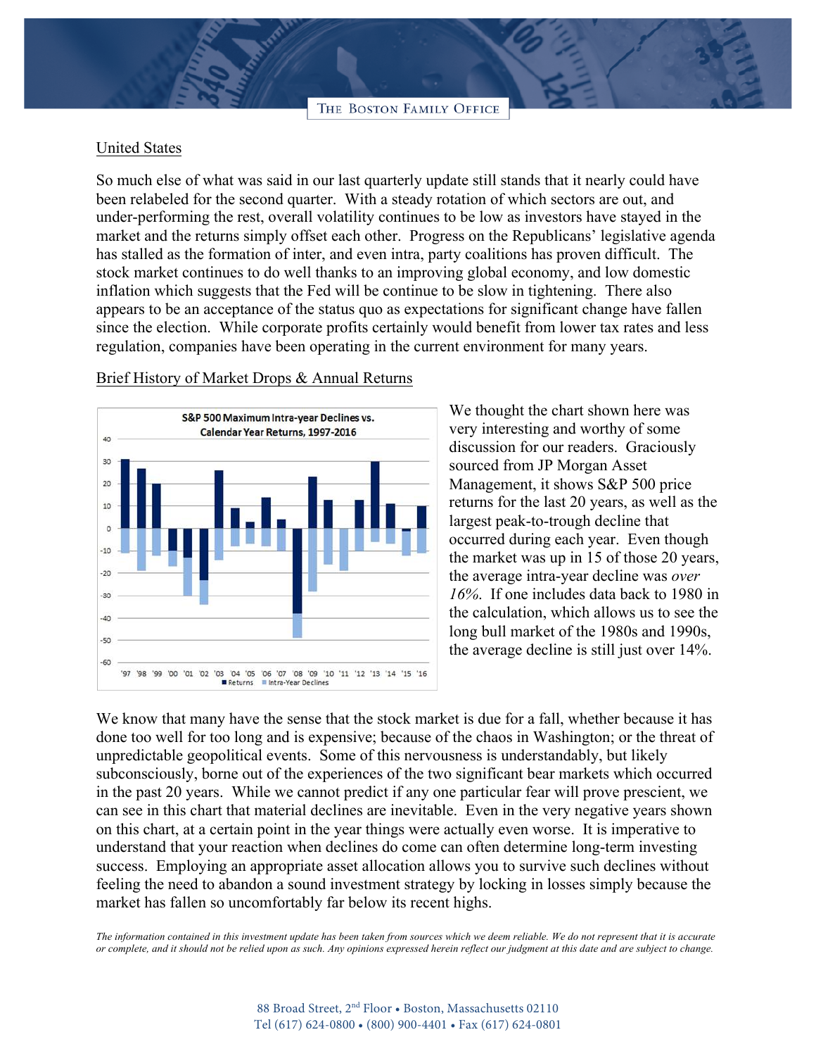## United States

So much else of what was said in our last quarterly update still stands that it nearly could have been relabeled for the second quarter. With a steady rotation of which sectors are out, and under-performing the rest, overall volatility continues to be low as investors have stayed in the market and the returns simply offset each other. Progress on the Republicans' legislative agenda has stalled as the formation of inter, and even intra, party coalitions has proven difficult. The stock market continues to do well thanks to an improving global economy, and low domestic inflation which suggests that the Fed will be continue to be slow in tightening. There also appears to be an acceptance of the status quo as expectations for significant change have fallen since the election. While corporate profits certainly would benefit from lower tax rates and less regulation, companies have been operating in the current environment for many years.

## Brief History of Market Drops & Annual Returns

S&P 500 Maximum Intra-year Declines vs. Calendar Year Returns, 1997-2016

40
30
20
10
0
-10
-20
-30
-40
-50
-60

'97 '98 '99 '00 '01 '02 '03 '04 '05 '06 '07 '08 '09 '10 '11 '12 '13 '14 '15 '16

Returns
Intra-Year Declines

We thought the chart shown here was very interesting and worthy of some discussion for our readers. Graciously sourced from JP Morgan Asset Management, it shows S&P 500 price returns for the last 20 years, as well as the largest peak-to-trough decline that occurred during each year. Even though the market was up in 15 of those 20 years, the average intra-year decline was *over 16%*. If one includes data back to 1980 in the calculation, which allows us to see the long bull market of the 1980s and 1990s, the average decline is still just over 14%.

We know that many have the sense that the stock market is due for a fall, whether because it has done too well for too long and is expensive; because of the chaos in Washington; or the threat of unpredictable geopolitical events. Some of this nervousness is understandably, but likely subconsciously, borne out of the experiences of the two significant bear markets which occurred in the past 20 years. While we cannot predict if any one particular fear will prove prescient, we can see in this chart that material declines are inevitable. Even in the very negative years shown on this chart, at a certain point in the year things were actually even worse. It is imperative to understand that your reaction when declines do come can often determine long-term investing success. Employing an appropriate asset allocation allows you to survive such declines without feeling the need to abandon a sound investment strategy by locking in losses simply because the market has fallen so uncomfortably far below its recent highs.

*The information contained in this investment update has been taken from sources which we deem reliable. We do not represent that it is accurate or complete, and it should not be relied upon as such. Any opinions expressed herein reflect our judgment at this date and are subject to change.*

88 Broad Street, 2nd Floor • Boston, Massachusetts 02110
Tel (617) 624-0800 • (800) 900-4401 • Fax (617) 624-0801